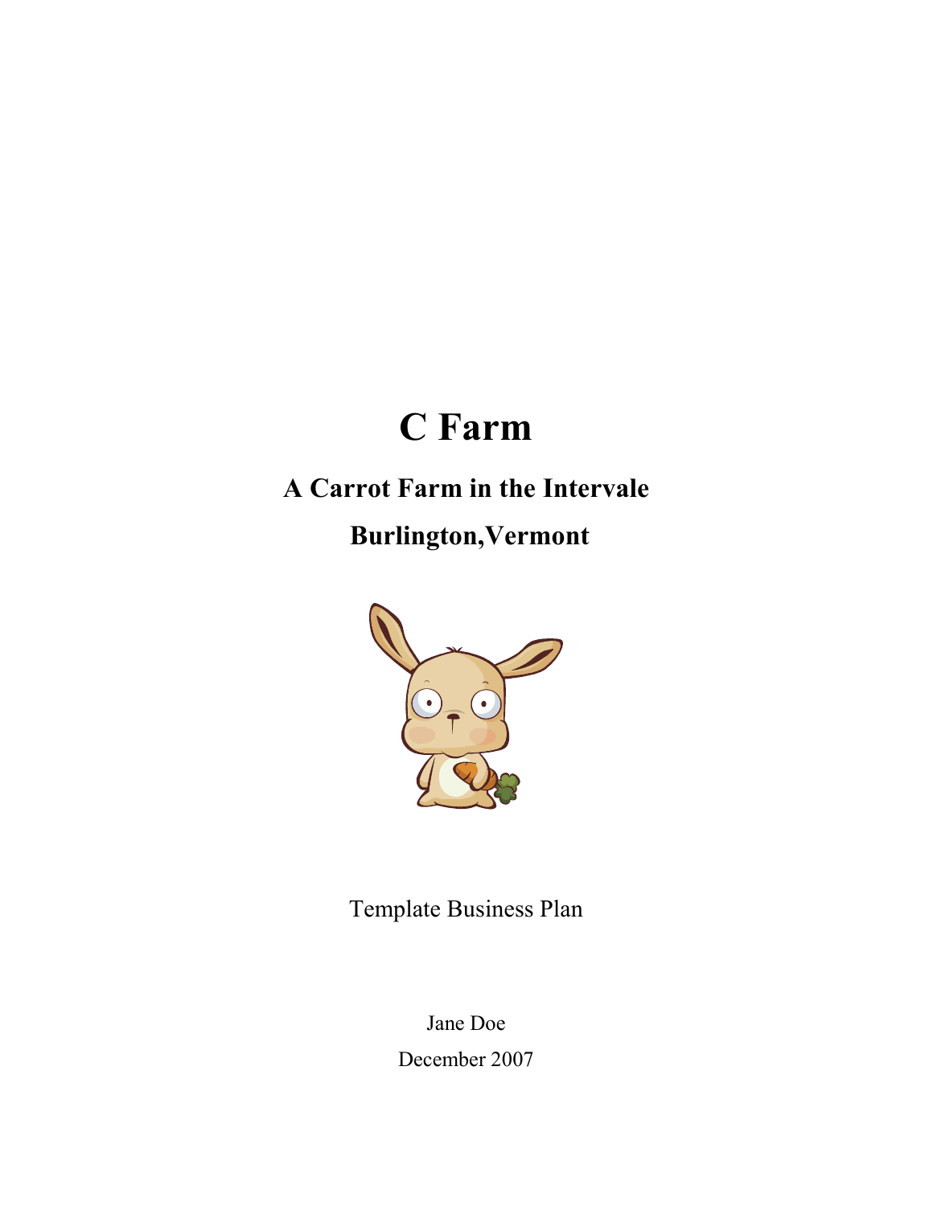# C Farm

## A Carrot Farm in the Intervale

## Burlington,Vermont

Template Business Plan

Jane Doe

December 2007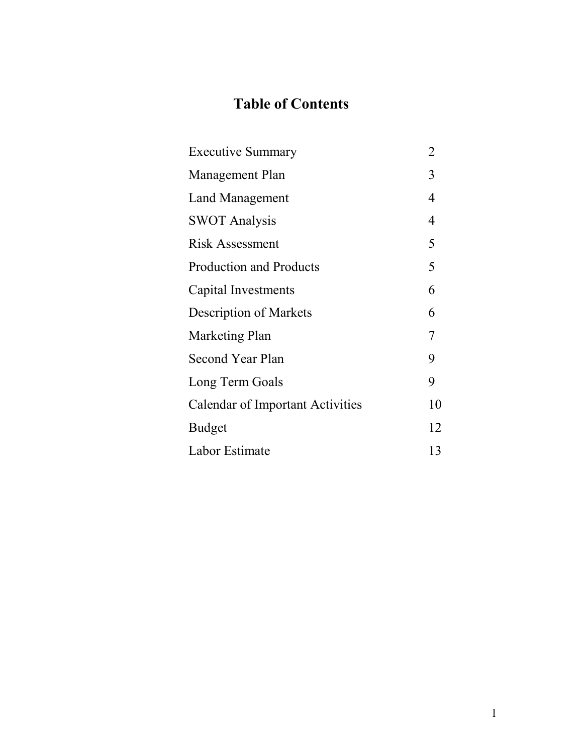# Table of Contents

| | |
|---|---|
| Executive Summary | 2 |
| Management Plan | 3 |
| Land Management | 4 |
| SWOT Analysis | 4 |
| Risk Assessment | 5 |
| Production and Products | 5 |
| Capital Investments | 6 |
| Description of Markets | 6 |
| Marketing Plan | 7 |
| Second Year Plan | 9 |
| Long Term Goals | 9 |
| Calendar of Important Activities | 10 |
| Budget | 12 |
| Labor Estimate | 13 |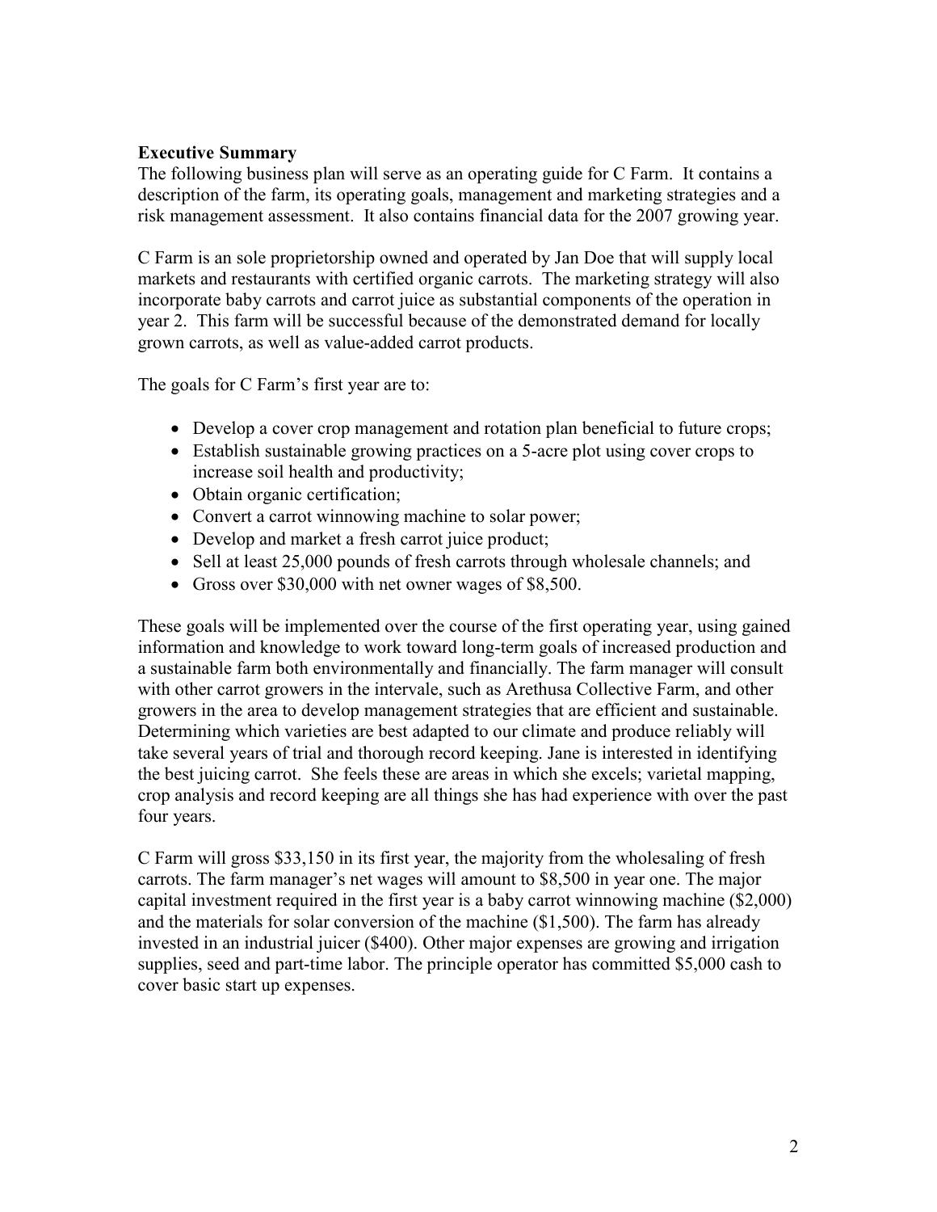## Executive Summary

The following business plan will serve as an operating guide for C Farm. It contains a description of the farm, its operating goals, management and marketing strategies and a risk management assessment. It also contains financial data for the 2007 growing year.

C Farm is an sole proprietorship owned and operated by Jan Doe that will supply local markets and restaurants with certified organic carrots. The marketing strategy will also incorporate baby carrots and carrot juice as substantial components of the operation in year 2. This farm will be successful because of the demonstrated demand for locally grown carrots, as well as value-added carrot products.

The goals for C Farm's first year are to:

- Develop a cover crop management and rotation plan beneficial to future crops;
- Establish sustainable growing practices on a 5-acre plot using cover crops to increase soil health and productivity;
- Obtain organic certification;
- Convert a carrot winnowing machine to solar power;
- Develop and market a fresh carrot juice product;
- Sell at least 25,000 pounds of fresh carrots through wholesale channels; and
- Gross over $30,000 with net owner wages of $8,500.

These goals will be implemented over the course of the first operating year, using gained information and knowledge to work toward long-term goals of increased production and a sustainable farm both environmentally and financially. The farm manager will consult with other carrot growers in the intervale, such as Arethusa Collective Farm, and other growers in the area to develop management strategies that are efficient and sustainable. Determining which varieties are best adapted to our climate and produce reliably will take several years of trial and thorough record keeping. Jane is interested in identifying the best juicing carrot. She feels these are areas in which she excels; varietal mapping, crop analysis and record keeping are all things she has had experience with over the past four years.

C Farm will gross $33,150 in its first year, the majority from the wholesaling of fresh carrots. The farm manager's net wages will amount to $8,500 in year one. The major capital investment required in the first year is a baby carrot winnowing machine ($2,000) and the materials for solar conversion of the machine ($1,500). The farm has already invested in an industrial juicer ($400). Other major expenses are growing and irrigation supplies, seed and part-time labor. The principle operator has committed $5,000 cash to cover basic start up expenses.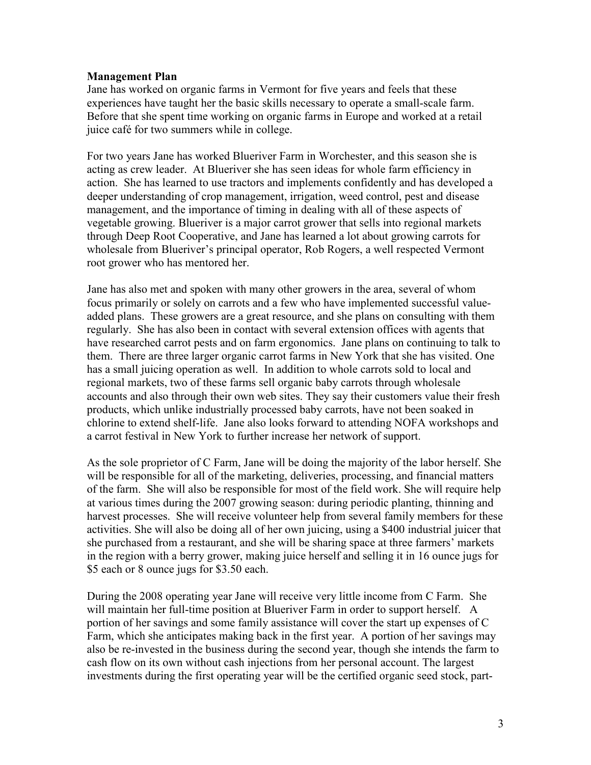**Management Plan**

Jane has worked on organic farms in Vermont for five years and feels that these experiences have taught her the basic skills necessary to operate a small-scale farm. Before that she spent time working on organic farms in Europe and worked at a retail juice café for two summers while in college.

For two years Jane has worked Blueriver Farm in Worchester, and this season she is acting as crew leader. At Blueriver she has seen ideas for whole farm efficiency in action. She has learned to use tractors and implements confidently and has developed a deeper understanding of crop management, irrigation, weed control, pest and disease management, and the importance of timing in dealing with all of these aspects of vegetable growing. Blueriver is a major carrot grower that sells into regional markets through Deep Root Cooperative, and Jane has learned a lot about growing carrots for wholesale from Blueriver's principal operator, Rob Rogers, a well respected Vermont root grower who has mentored her.

Jane has also met and spoken with many other growers in the area, several of whom focus primarily or solely on carrots and a few who have implemented successful value-added plans. These growers are a great resource, and she plans on consulting with them regularly. She has also been in contact with several extension offices with agents that have researched carrot pests and on farm ergonomics. Jane plans on continuing to talk to them. There are three larger organic carrot farms in New York that she has visited. One has a small juicing operation as well. In addition to whole carrots sold to local and regional markets, two of these farms sell organic baby carrots through wholesale accounts and also through their own web sites. They say their customers value their fresh products, which unlike industrially processed baby carrots, have not been soaked in chlorine to extend shelf-life. Jane also looks forward to attending NOFA workshops and a carrot festival in New York to further increase her network of support.

As the sole proprietor of C Farm, Jane will be doing the majority of the labor herself. She will be responsible for all of the marketing, deliveries, processing, and financial matters of the farm. She will also be responsible for most of the field work. She will require help at various times during the 2007 growing season: during periodic planting, thinning and harvest processes. She will receive volunteer help from several family members for these activities. She will also be doing all of her own juicing, using a $400 industrial juicer that she purchased from a restaurant, and she will be sharing space at three farmers' markets in the region with a berry grower, making juice herself and selling it in 16 ounce jugs for $5 each or 8 ounce jugs for $3.50 each.

During the 2008 operating year Jane will receive very little income from C Farm. She will maintain her full-time position at Blueriver Farm in order to support herself. A portion of her savings and some family assistance will cover the start up expenses of C Farm, which she anticipates making back in the first year. A portion of her savings may also be re-invested in the business during the second year, though she intends the farm to cash flow on its own without cash injections from her personal account. The largest investments during the first operating year will be the certified organic seed stock, part-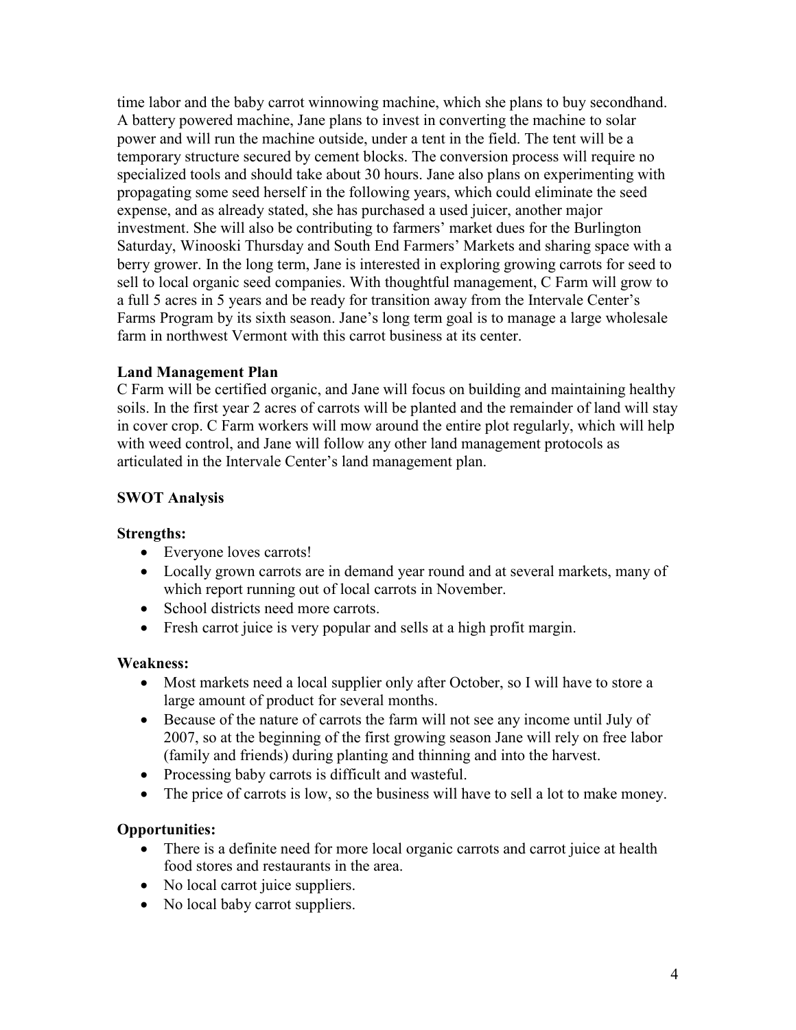time labor and the baby carrot winnowing machine, which she plans to buy secondhand. A battery powered machine, Jane plans to invest in converting the machine to solar power and will run the machine outside, under a tent in the field. The tent will be a temporary structure secured by cement blocks. The conversion process will require no specialized tools and should take about 30 hours. Jane also plans on experimenting with propagating some seed herself in the following years, which could eliminate the seed expense, and as already stated, she has purchased a used juicer, another major investment. She will also be contributing to farmers' market dues for the Burlington Saturday, Winooski Thursday and South End Farmers' Markets and sharing space with a berry grower. In the long term, Jane is interested in exploring growing carrots for seed to sell to local organic seed companies. With thoughtful management, C Farm will grow to a full 5 acres in 5 years and be ready for transition away from the Intervale Center's Farms Program by its sixth season. Jane's long term goal is to manage a large wholesale farm in northwest Vermont with this carrot business at its center.

**Land Management Plan**

C Farm will be certified organic, and Jane will focus on building and maintaining healthy soils. In the first year 2 acres of carrots will be planted and the remainder of land will stay in cover crop. C Farm workers will mow around the entire plot regularly, which will help with weed control, and Jane will follow any other land management protocols as articulated in the Intervale Center's land management plan.

**SWOT Analysis**

**Strengths:**

- Everyone loves carrots!
- Locally grown carrots are in demand year round and at several markets, many of which report running out of local carrots in November.
- School districts need more carrots.
- Fresh carrot juice is very popular and sells at a high profit margin.

**Weakness:**

- Most markets need a local supplier only after October, so I will have to store a large amount of product for several months.
- Because of the nature of carrots the farm will not see any income until July of 2007, so at the beginning of the first growing season Jane will rely on free labor (family and friends) during planting and thinning and into the harvest.
- Processing baby carrots is difficult and wasteful.
- The price of carrots is low, so the business will have to sell a lot to make money.

**Opportunities:**

- There is a definite need for more local organic carrots and carrot juice at health food stores and restaurants in the area.
- No local carrot juice suppliers.
- No local baby carrot suppliers.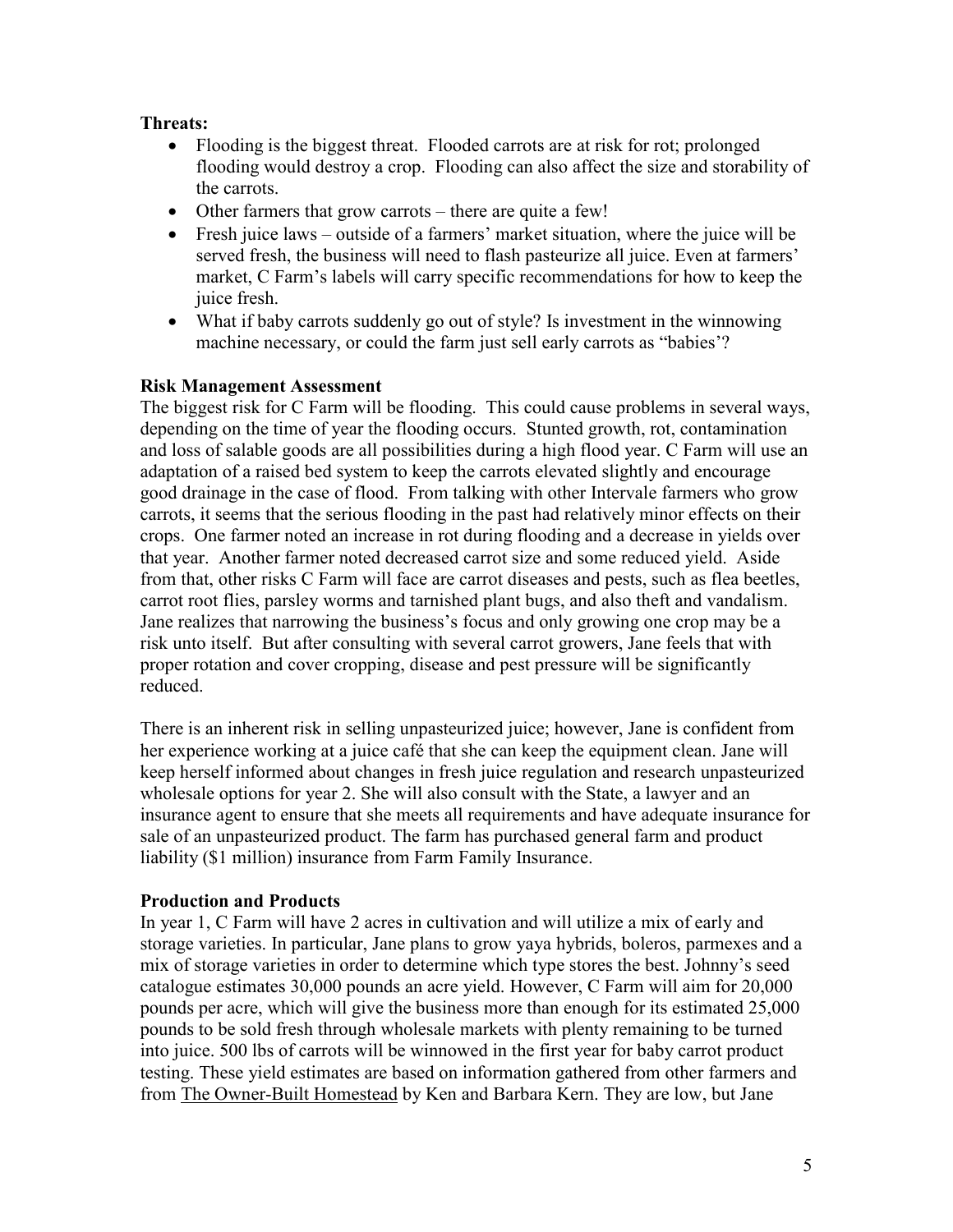**Threats:**

- Flooding is the biggest threat. Flooded carrots are at risk for rot; prolonged flooding would destroy a crop. Flooding can also affect the size and storability of the carrots.
- Other farmers that grow carrots – there are quite a few!
- Fresh juice laws – outside of a farmers' market situation, where the juice will be served fresh, the business will need to flash pasteurize all juice. Even at farmers' market, C Farm's labels will carry specific recommendations for how to keep the juice fresh.
- What if baby carrots suddenly go out of style? Is investment in the winnowing machine necessary, or could the farm just sell early carrots as "babies'?

**Risk Management Assessment**

The biggest risk for C Farm will be flooding. This could cause problems in several ways, depending on the time of year the flooding occurs. Stunted growth, rot, contamination and loss of salable goods are all possibilities during a high flood year. C Farm will use an adaptation of a raised bed system to keep the carrots elevated slightly and encourage good drainage in the case of flood. From talking with other Intervale farmers who grow carrots, it seems that the serious flooding in the past had relatively minor effects on their crops. One farmer noted an increase in rot during flooding and a decrease in yields over that year. Another farmer noted decreased carrot size and some reduced yield. Aside from that, other risks C Farm will face are carrot diseases and pests, such as flea beetles, carrot root flies, parsley worms and tarnished plant bugs, and also theft and vandalism. Jane realizes that narrowing the business's focus and only growing one crop may be a risk unto itself. But after consulting with several carrot growers, Jane feels that with proper rotation and cover cropping, disease and pest pressure will be significantly reduced.

There is an inherent risk in selling unpasteurized juice; however, Jane is confident from her experience working at a juice café that she can keep the equipment clean. Jane will keep herself informed about changes in fresh juice regulation and research unpasteurized wholesale options for year 2. She will also consult with the State, a lawyer and an insurance agent to ensure that she meets all requirements and have adequate insurance for sale of an unpasteurized product. The farm has purchased general farm and product liability ($1 million) insurance from Farm Family Insurance.

**Production and Products**

In year 1, C Farm will have 2 acres in cultivation and will utilize a mix of early and storage varieties. In particular, Jane plans to grow yaya hybrids, boleros, parmexes and a mix of storage varieties in order to determine which type stores the best. Johnny's seed catalogue estimates 30,000 pounds an acre yield. However, C Farm will aim for 20,000 pounds per acre, which will give the business more than enough for its estimated 25,000 pounds to be sold fresh through wholesale markets with plenty remaining to be turned into juice. 500 lbs of carrots will be winnowed in the first year for baby carrot product testing. These yield estimates are based on information gathered from other farmers and from The Owner-Built Homestead by Ken and Barbara Kern. They are low, but Jane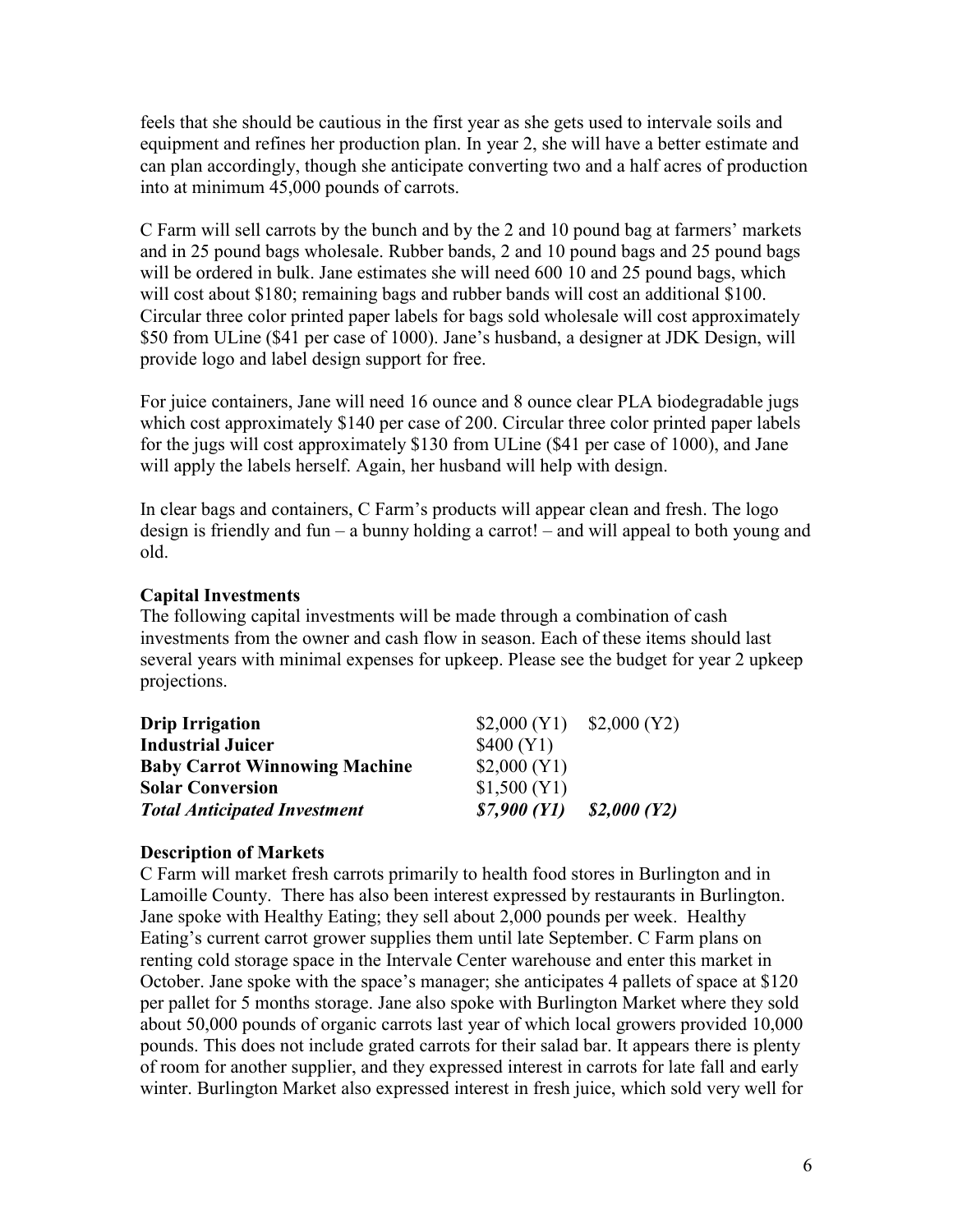feels that she should be cautious in the first year as she gets used to intervale soils and equipment and refines her production plan. In year 2, she will have a better estimate and can plan accordingly, though she anticipate converting two and a half acres of production into at minimum 45,000 pounds of carrots.

C Farm will sell carrots by the bunch and by the 2 and 10 pound bag at farmers' markets and in 25 pound bags wholesale. Rubber bands, 2 and 10 pound bags and 25 pound bags will be ordered in bulk. Jane estimates she will need 600 10 and 25 pound bags, which will cost about $180; remaining bags and rubber bands will cost an additional $100. Circular three color printed paper labels for bags sold wholesale will cost approximately $50 from ULine ($41 per case of 1000). Jane's husband, a designer at JDK Design, will provide logo and label design support for free.

For juice containers, Jane will need 16 ounce and 8 ounce clear PLA biodegradable jugs which cost approximately $140 per case of 200. Circular three color printed paper labels for the jugs will cost approximately $130 from ULine ($41 per case of 1000), and Jane will apply the labels herself. Again, her husband will help with design.

In clear bags and containers, C Farm's products will appear clean and fresh. The logo design is friendly and fun – a bunny holding a carrot! – and will appeal to both young and old.

**Capital Investments**

The following capital investments will be made through a combination of cash investments from the owner and cash flow in season. Each of these items should last several years with minimal expenses for upkeep. Please see the budget for year 2 upkeep projections.

| | | |
|---|---|---|
| **Drip Irrigation** | $2,000 (Y1) | $2,000 (Y2) |
| **Industrial Juicer** | $400 (Y1) | |
| **Baby Carrot Winnowing Machine** | $2,000 (Y1) | |
| **Solar Conversion** | $1,500 (Y1) | |
| ***Total Anticipated Investment*** | ***$7,900 (Y1)*** | ***$2,000 (Y2)*** |

**Description of Markets**

C Farm will market fresh carrots primarily to health food stores in Burlington and in Lamoille County. There has also been interest expressed by restaurants in Burlington. Jane spoke with Healthy Eating; they sell about 2,000 pounds per week. Healthy Eating's current carrot grower supplies them until late September. C Farm plans on renting cold storage space in the Intervale Center warehouse and enter this market in October. Jane spoke with the space's manager; she anticipates 4 pallets of space at $120 per pallet for 5 months storage. Jane also spoke with Burlington Market where they sold about 50,000 pounds of organic carrots last year of which local growers provided 10,000 pounds. This does not include grated carrots for their salad bar. It appears there is plenty of room for another supplier, and they expressed interest in carrots for late fall and early winter. Burlington Market also expressed interest in fresh juice, which sold very well for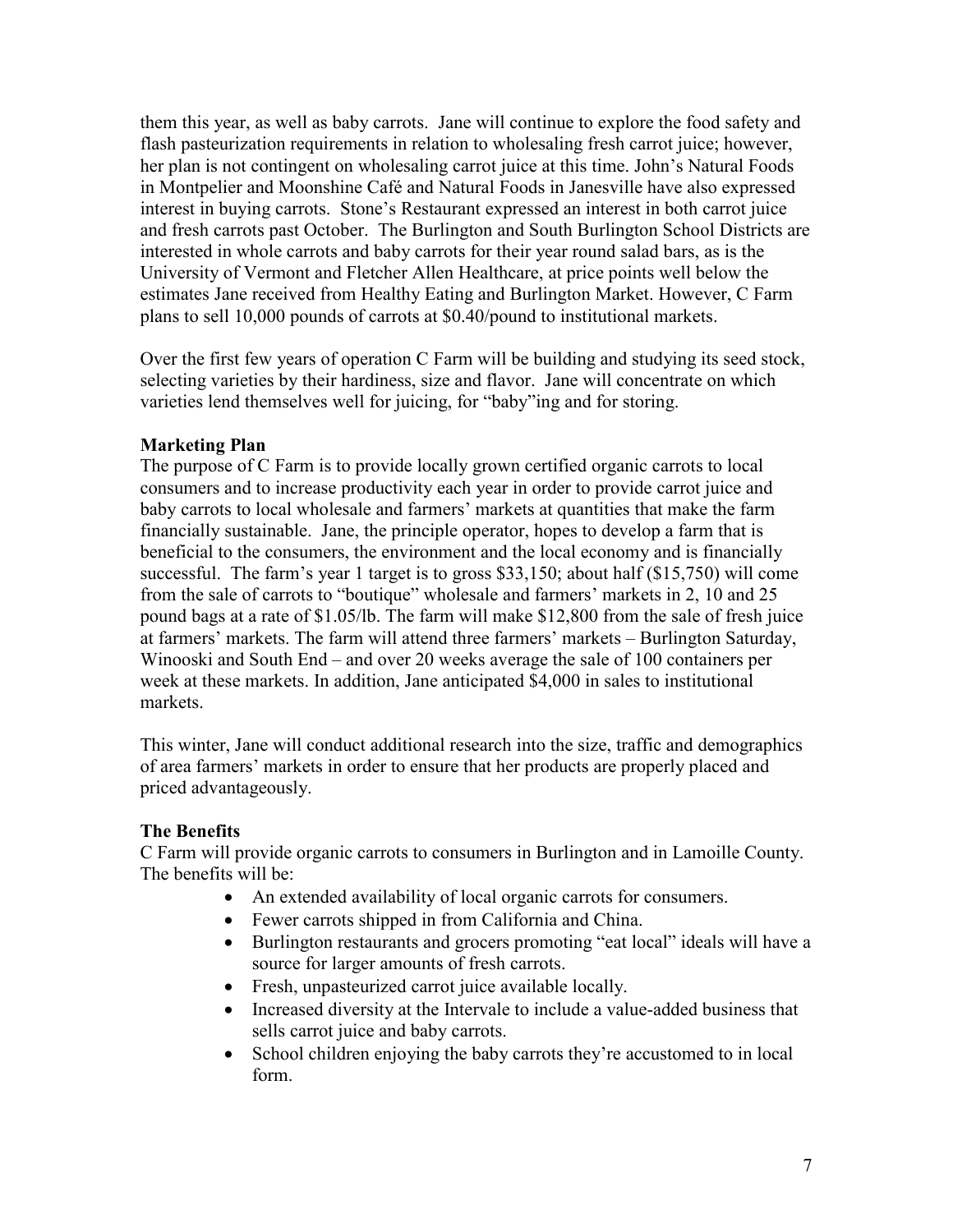them this year, as well as baby carrots. Jane will continue to explore the food safety and flash pasteurization requirements in relation to wholesaling fresh carrot juice; however, her plan is not contingent on wholesaling carrot juice at this time. John's Natural Foods in Montpelier and Moonshine Café and Natural Foods in Janesville have also expressed interest in buying carrots. Stone's Restaurant expressed an interest in both carrot juice and fresh carrots past October. The Burlington and South Burlington School Districts are interested in whole carrots and baby carrots for their year round salad bars, as is the University of Vermont and Fletcher Allen Healthcare, at price points well below the estimates Jane received from Healthy Eating and Burlington Market. However, C Farm plans to sell 10,000 pounds of carrots at $0.40/pound to institutional markets.

Over the first few years of operation C Farm will be building and studying its seed stock, selecting varieties by their hardiness, size and flavor. Jane will concentrate on which varieties lend themselves well for juicing, for "baby"ing and for storing.

**Marketing Plan**

The purpose of C Farm is to provide locally grown certified organic carrots to local consumers and to increase productivity each year in order to provide carrot juice and baby carrots to local wholesale and farmers' markets at quantities that make the farm financially sustainable. Jane, the principle operator, hopes to develop a farm that is beneficial to the consumers, the environment and the local economy and is financially successful. The farm's year 1 target is to gross $33,150; about half ($15,750) will come from the sale of carrots to "boutique" wholesale and farmers' markets in 2, 10 and 25 pound bags at a rate of $1.05/lb. The farm will make $12,800 from the sale of fresh juice at farmers' markets. The farm will attend three farmers' markets – Burlington Saturday, Winooski and South End – and over 20 weeks average the sale of 100 containers per week at these markets. In addition, Jane anticipated $4,000 in sales to institutional markets.

This winter, Jane will conduct additional research into the size, traffic and demographics of area farmers' markets in order to ensure that her products are properly placed and priced advantageously.

**The Benefits**

C Farm will provide organic carrots to consumers in Burlington and in Lamoille County. The benefits will be:

- An extended availability of local organic carrots for consumers.
- Fewer carrots shipped in from California and China.
- Burlington restaurants and grocers promoting "eat local" ideals will have a source for larger amounts of fresh carrots.
- Fresh, unpasteurized carrot juice available locally.
- Increased diversity at the Intervale to include a value-added business that sells carrot juice and baby carrots.
- School children enjoying the baby carrots they're accustomed to in local form.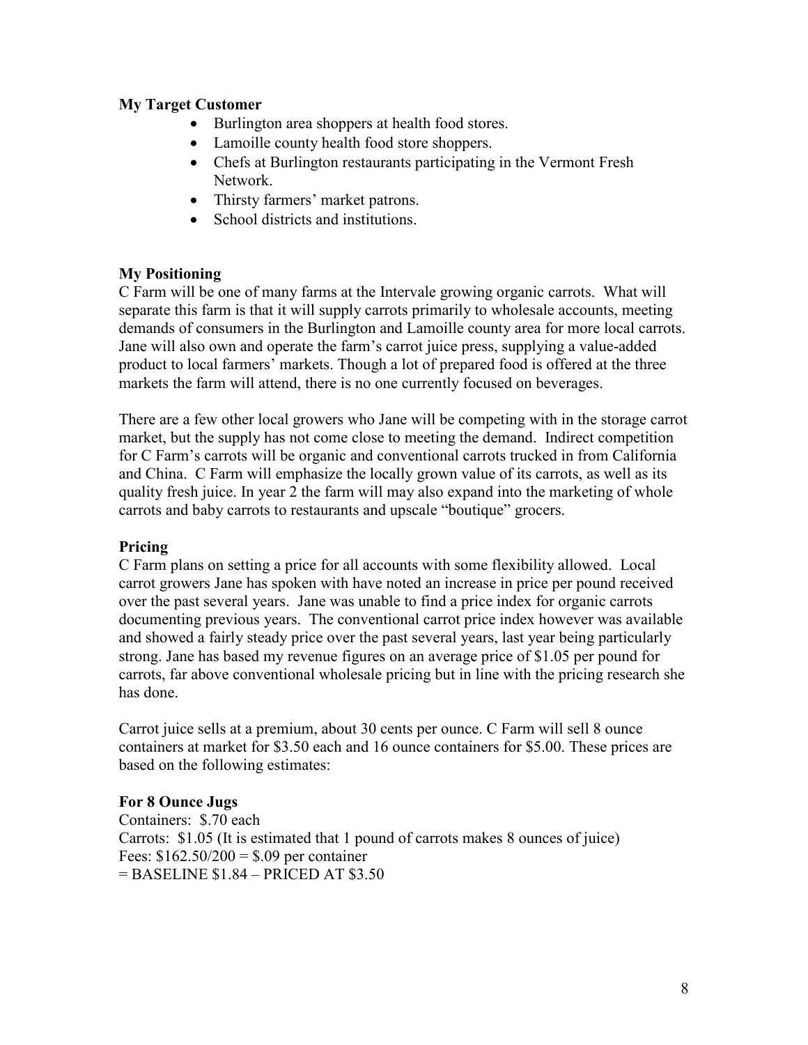**My Target Customer**

- Burlington area shoppers at health food stores.
- Lamoille county health food store shoppers.
- Chefs at Burlington restaurants participating in the Vermont Fresh Network.
- Thirsty farmers' market patrons.
- School districts and institutions.

**My Positioning**

C Farm will be one of many farms at the Intervale growing organic carrots. What will separate this farm is that it will supply carrots primarily to wholesale accounts, meeting demands of consumers in the Burlington and Lamoille county area for more local carrots. Jane will also own and operate the farm's carrot juice press, supplying a value-added product to local farmers' markets. Though a lot of prepared food is offered at the three markets the farm will attend, there is no one currently focused on beverages.

There are a few other local growers who Jane will be competing with in the storage carrot market, but the supply has not come close to meeting the demand. Indirect competition for C Farm's carrots will be organic and conventional carrots trucked in from California and China. C Farm will emphasize the locally grown value of its carrots, as well as its quality fresh juice. In year 2 the farm will may also expand into the marketing of whole carrots and baby carrots to restaurants and upscale "boutique" grocers.

**Pricing**

C Farm plans on setting a price for all accounts with some flexibility allowed. Local carrot growers Jane has spoken with have noted an increase in price per pound received over the past several years. Jane was unable to find a price index for organic carrots documenting previous years. The conventional carrot price index however was available and showed a fairly steady price over the past several years, last year being particularly strong. Jane has based my revenue figures on an average price of $1.05 per pound for carrots, far above conventional wholesale pricing but in line with the pricing research she has done.

Carrot juice sells at a premium, about 30 cents per ounce. C Farm will sell 8 ounce containers at market for $3.50 each and 16 ounce containers for $5.00. These prices are based on the following estimates:

**For 8 Ounce Jugs**

Containers: $.70 each
Carrots: $1.05 (It is estimated that 1 pound of carrots makes 8 ounces of juice)
Fees: $162.50/200 = $.09 per container
= BASELINE $1.84 – PRICED AT $3.50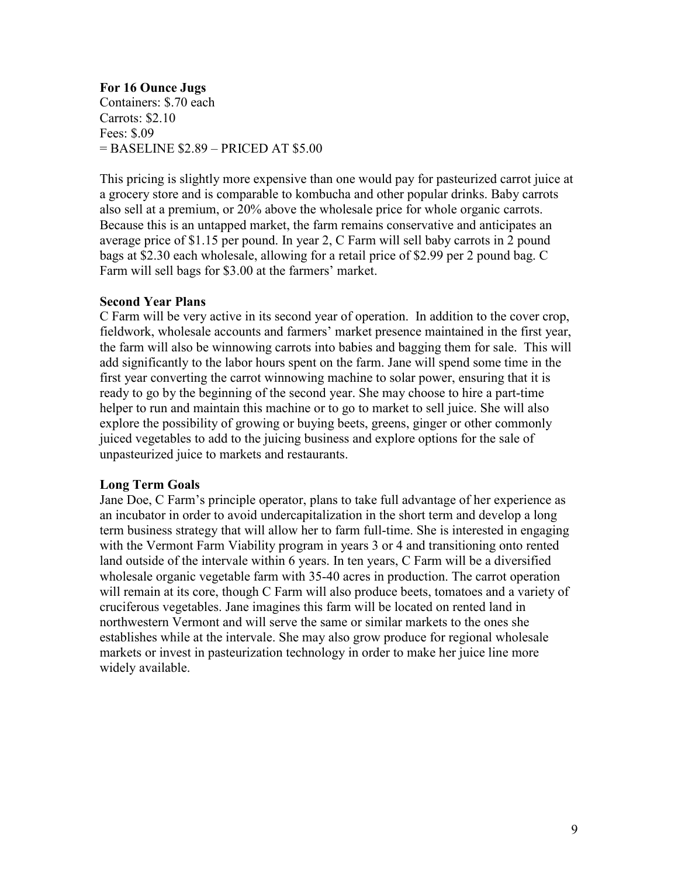**For 16 Ounce Jugs**
Containers: $.70 each
Carrots: $2.10
Fees: $.09
= BASELINE $2.89 – PRICED AT $5.00

This pricing is slightly more expensive than one would pay for pasteurized carrot juice at a grocery store and is comparable to kombucha and other popular drinks. Baby carrots also sell at a premium, or 20% above the wholesale price for whole organic carrots. Because this is an untapped market, the farm remains conservative and anticipates an average price of $1.15 per pound. In year 2, C Farm will sell baby carrots in 2 pound bags at $2.30 each wholesale, allowing for a retail price of $2.99 per 2 pound bag. C Farm will sell bags for $3.00 at the farmers' market.

**Second Year Plans**
C Farm will be very active in its second year of operation. In addition to the cover crop, fieldwork, wholesale accounts and farmers' market presence maintained in the first year, the farm will also be winnowing carrots into babies and bagging them for sale. This will add significantly to the labor hours spent on the farm. Jane will spend some time in the first year converting the carrot winnowing machine to solar power, ensuring that it is ready to go by the beginning of the second year. She may choose to hire a part-time helper to run and maintain this machine or to go to market to sell juice. She will also explore the possibility of growing or buying beets, greens, ginger or other commonly juiced vegetables to add to the juicing business and explore options for the sale of unpasteurized juice to markets and restaurants.

**Long Term Goals**
Jane Doe, C Farm's principle operator, plans to take full advantage of her experience as an incubator in order to avoid undercapitalization in the short term and develop a long term business strategy that will allow her to farm full-time. She is interested in engaging with the Vermont Farm Viability program in years 3 or 4 and transitioning onto rented land outside of the intervale within 6 years. In ten years, C Farm will be a diversified wholesale organic vegetable farm with 35-40 acres in production. The carrot operation will remain at its core, though C Farm will also produce beets, tomatoes and a variety of cruciferous vegetables. Jane imagines this farm will be located on rented land in northwestern Vermont and will serve the same or similar markets to the ones she establishes while at the intervale. She may also grow produce for regional wholesale markets or invest in pasteurization technology in order to make her juice line more widely available.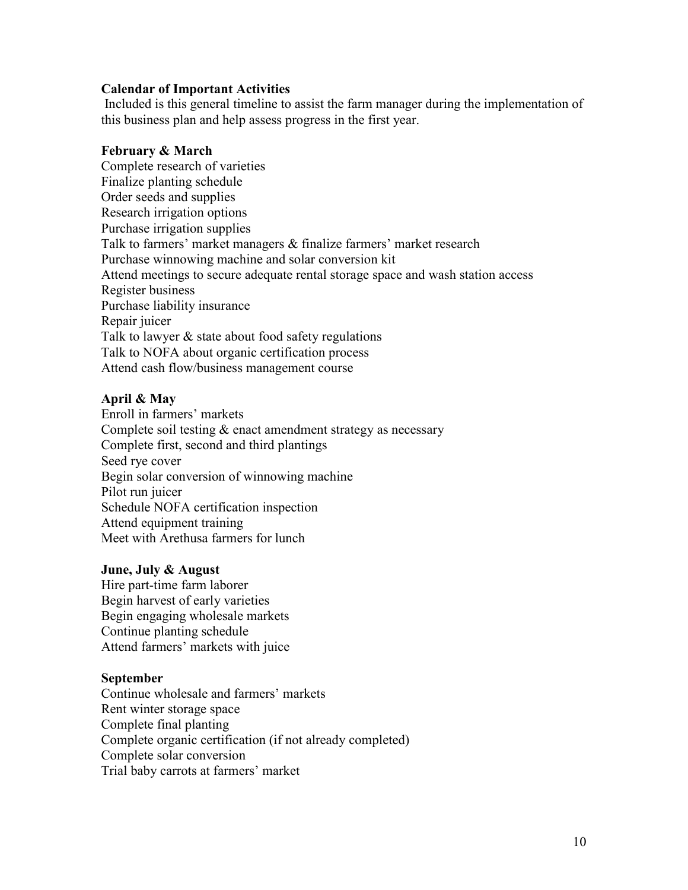## Calendar of Important Activities

Included is this general timeline to assist the farm manager during the implementation of this business plan and help assess progress in the first year.

### February & March

Complete research of varieties
Finalize planting schedule
Order seeds and supplies
Research irrigation options
Purchase irrigation supplies
Talk to farmers' market managers & finalize farmers' market research
Purchase winnowing machine and solar conversion kit
Attend meetings to secure adequate rental storage space and wash station access
Register business
Purchase liability insurance
Repair juicer
Talk to lawyer & state about food safety regulations
Talk to NOFA about organic certification process
Attend cash flow/business management course

### April & May

Enroll in farmers' markets
Complete soil testing & enact amendment strategy as necessary
Complete first, second and third plantings
Seed rye cover
Begin solar conversion of winnowing machine
Pilot run juicer
Schedule NOFA certification inspection
Attend equipment training
Meet with Arethusa farmers for lunch

### June, July & August

Hire part-time farm laborer
Begin harvest of early varieties
Begin engaging wholesale markets
Continue planting schedule
Attend farmers' markets with juice

### September

Continue wholesale and farmers' markets
Rent winter storage space
Complete final planting
Complete organic certification (if not already completed)
Complete solar conversion
Trial baby carrots at farmers' market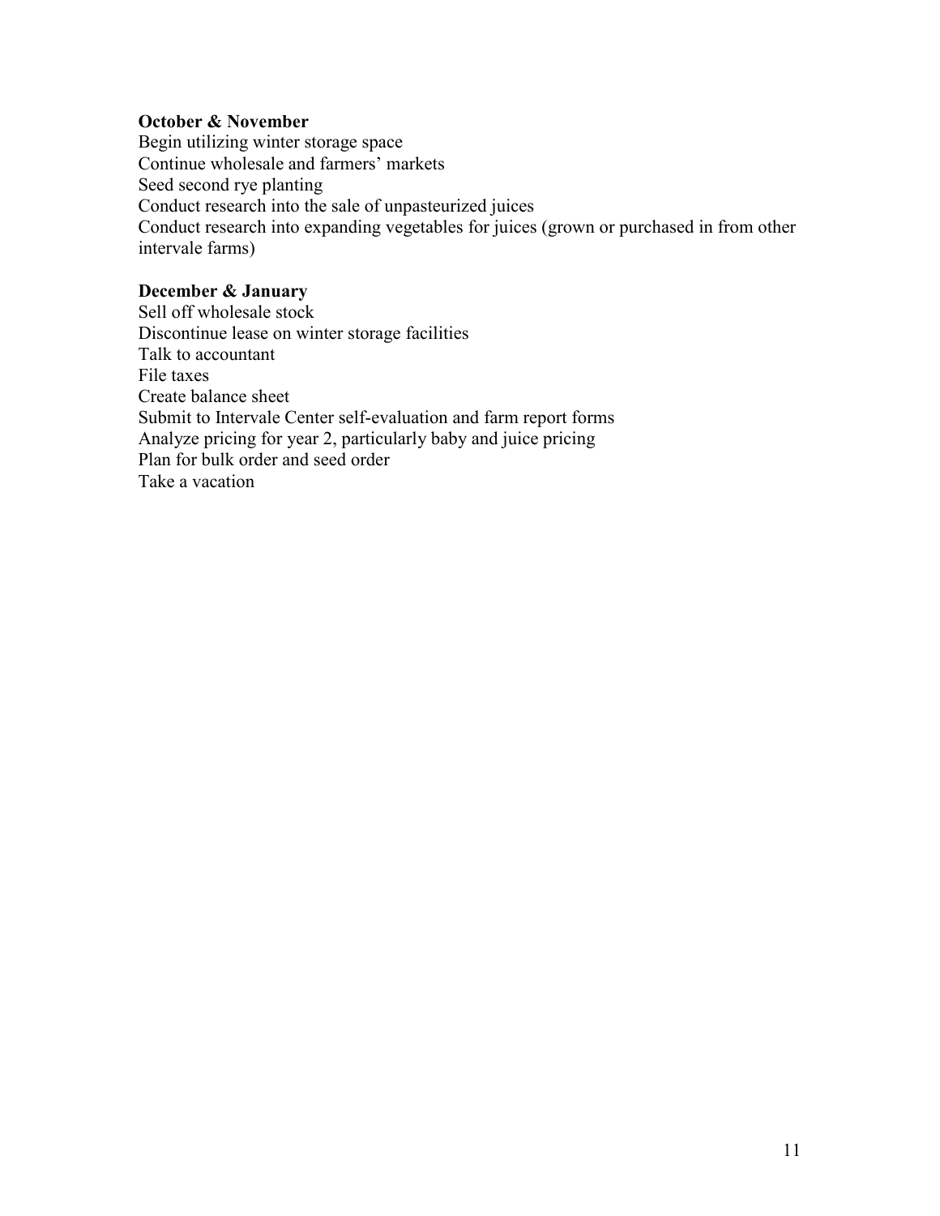**October & November**

Begin utilizing winter storage space
Continue wholesale and farmers' markets
Seed second rye planting
Conduct research into the sale of unpasteurized juices
Conduct research into expanding vegetables for juices (grown or purchased in from other intervale farms)

**December & January**

Sell off wholesale stock
Discontinue lease on winter storage facilities
Talk to accountant
File taxes
Create balance sheet
Submit to Intervale Center self-evaluation and farm report forms
Analyze pricing for year 2, particularly baby and juice pricing
Plan for bulk order and seed order
Take a vacation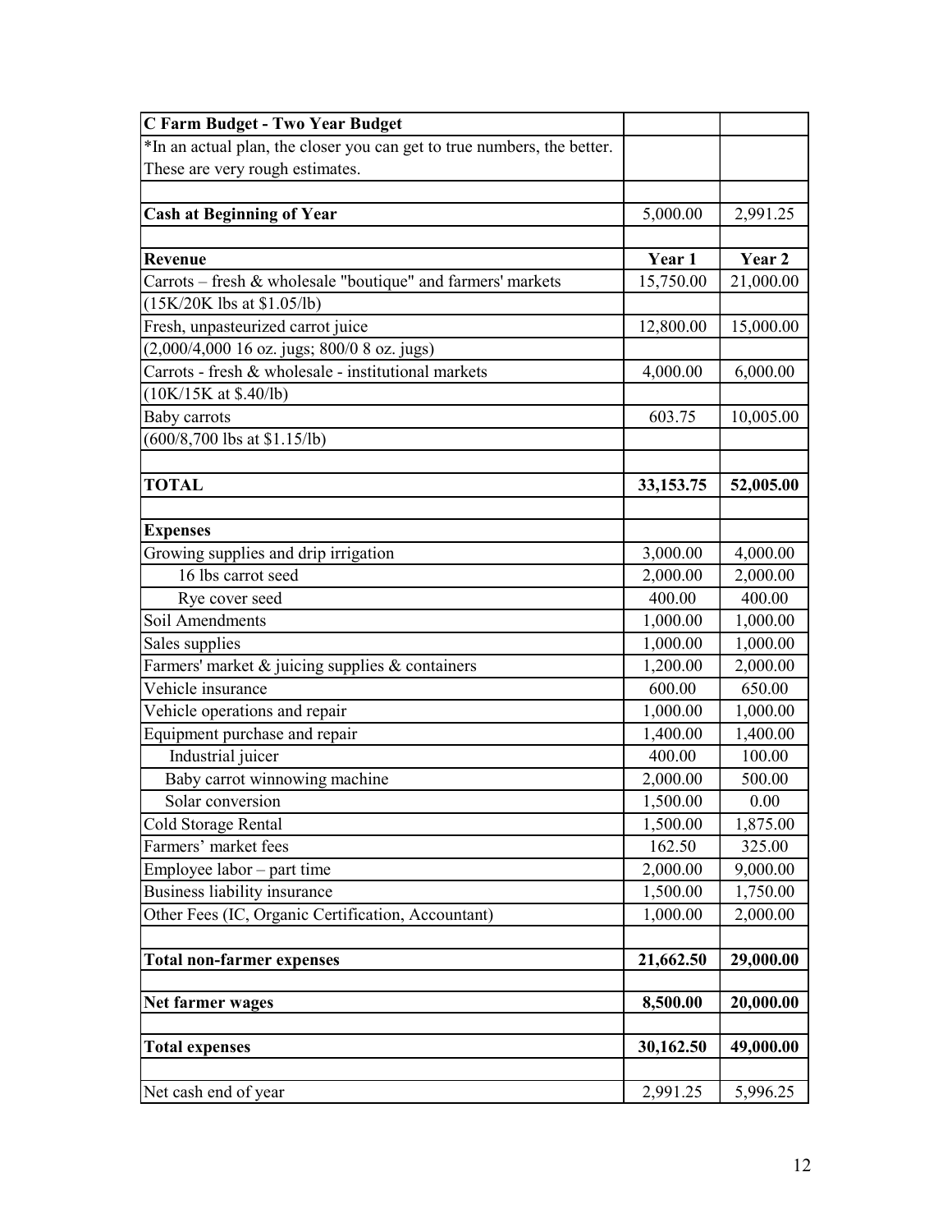| C Farm Budget - Two Year Budget | | |
|---|---|---|
| *In an actual plan, the closer you can get to true numbers, the better. These are very rough estimates. | | |
| | | |
| **Cash at Beginning of Year** | 5,000.00 | 2,991.25 |
| | | |
| **Revenue** | **Year 1** | **Year 2** |
| Carrots – fresh & wholesale "boutique" and farmers' markets | 15,750.00 | 21,000.00 |
| (15K/20K lbs at $1.05/lb) | | |
| Fresh, unpasteurized carrot juice | 12,800.00 | 15,000.00 |
| (2,000/4,000 16 oz. jugs; 800/0 8 oz. jugs) | | |
| Carrots - fresh & wholesale - institutional markets | 4,000.00 | 6,000.00 |
| (10K/15K at $.40/lb) | | |
| Baby carrots | 603.75 | 10,005.00 |
| (600/8,700 lbs at $1.15/lb) | | |
| | | |
| **TOTAL** | **33,153.75** | **52,005.00** |
| | | |
| **Expenses** | | |
| Growing supplies and drip irrigation | 3,000.00 | 4,000.00 |
| 16 lbs carrot seed | 2,000.00 | 2,000.00 |
| Rye cover seed | 400.00 | 400.00 |
| Soil Amendments | 1,000.00 | 1,000.00 |
| Sales supplies | 1,000.00 | 1,000.00 |
| Farmers' market & juicing supplies & containers | 1,200.00 | 2,000.00 |
| Vehicle insurance | 600.00 | 650.00 |
| Vehicle operations and repair | 1,000.00 | 1,000.00 |
| Equipment purchase and repair | 1,400.00 | 1,400.00 |
| Industrial juicer | 400.00 | 100.00 |
| Baby carrot winnowing machine | 2,000.00 | 500.00 |
| Solar conversion | 1,500.00 | 0.00 |
| Cold Storage Rental | 1,500.00 | 1,875.00 |
| Farmers' market fees | 162.50 | 325.00 |
| Employee labor – part time | 2,000.00 | 9,000.00 |
| Business liability insurance | 1,500.00 | 1,750.00 |
| Other Fees (IC, Organic Certification, Accountant) | 1,000.00 | 2,000.00 |
| | | |
| **Total non-farmer expenses** | **21,662.50** | **29,000.00** |
| | | |
| **Net farmer wages** | **8,500.00** | **20,000.00** |
| | | |
| **Total expenses** | **30,162.50** | **49,000.00** |
| | | |
| Net cash end of year | 2,991.25 | 5,996.25 |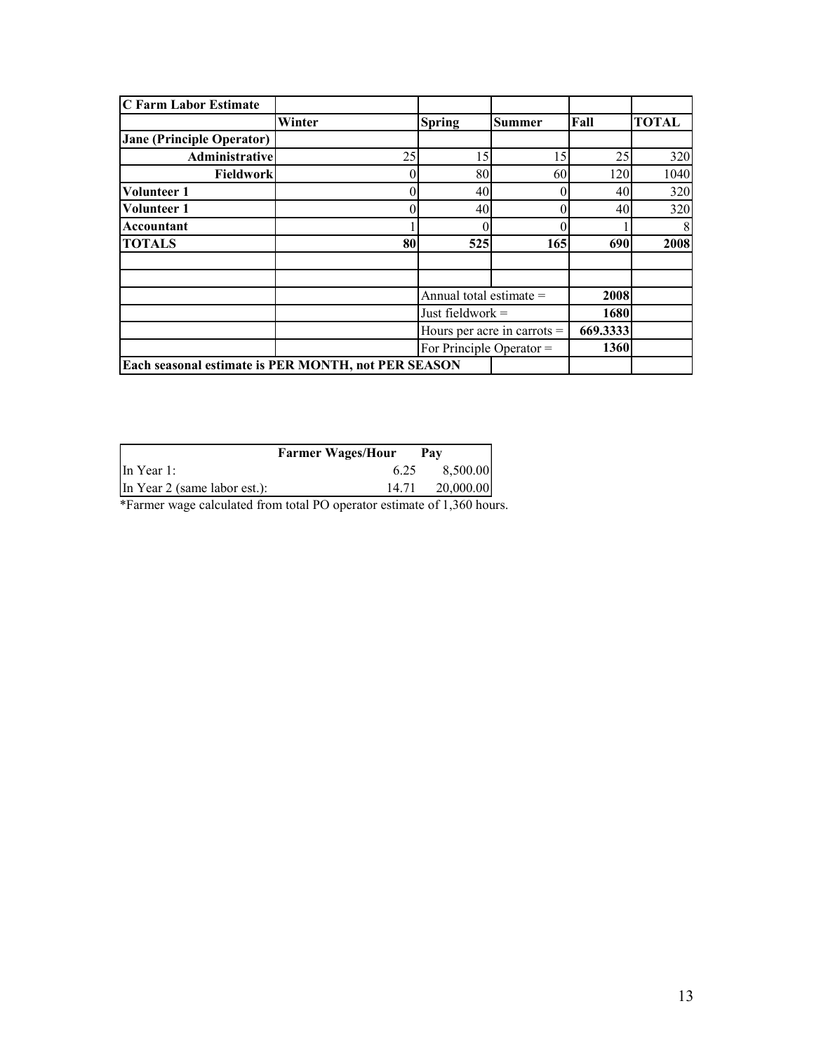| C Farm Labor Estimate | | | | | |
|---|---|---|---|---|---|
| | Winter | Spring | Summer | Fall | TOTAL |
| **Jane (Principle Operator)** | | | | | |
| **Administrative** | 25 | 15 | 15 | 25 | 320 |
| **Fieldwork** | 0 | 80 | 60 | 120 | 1040 |
| **Volunteer 1** | 0 | 40 | 0 | 40 | 320 |
| **Volunteer 1** | 0 | 40 | 0 | 40 | 320 |
| **Accountant** | 1 | 0 | 0 | 1 | 8 |
| **TOTALS** | **80** | **525** | **165** | **690** | **2008** |
| | | | | | |
| | | | | | |
| | | Annual total estimate = | | **2008** | |
| | | Just fieldwork = | | **1680** | |
| | | Hours per acre in carrots = | | **669.3333** | |
| | | For Principle Operator = | | **1360** | |
| **Each seasonal estimate is PER MONTH, not PER SEASON** | | | | | |

| | Farmer Wages/Hour | Pay |
|---|---|---|
| In Year 1: | 6.25 | 8,500.00 |
| In Year 2 (same labor est.): | 14.71 | 20,000.00 |

*Farmer wage calculated from total PO operator estimate of 1,360 hours.